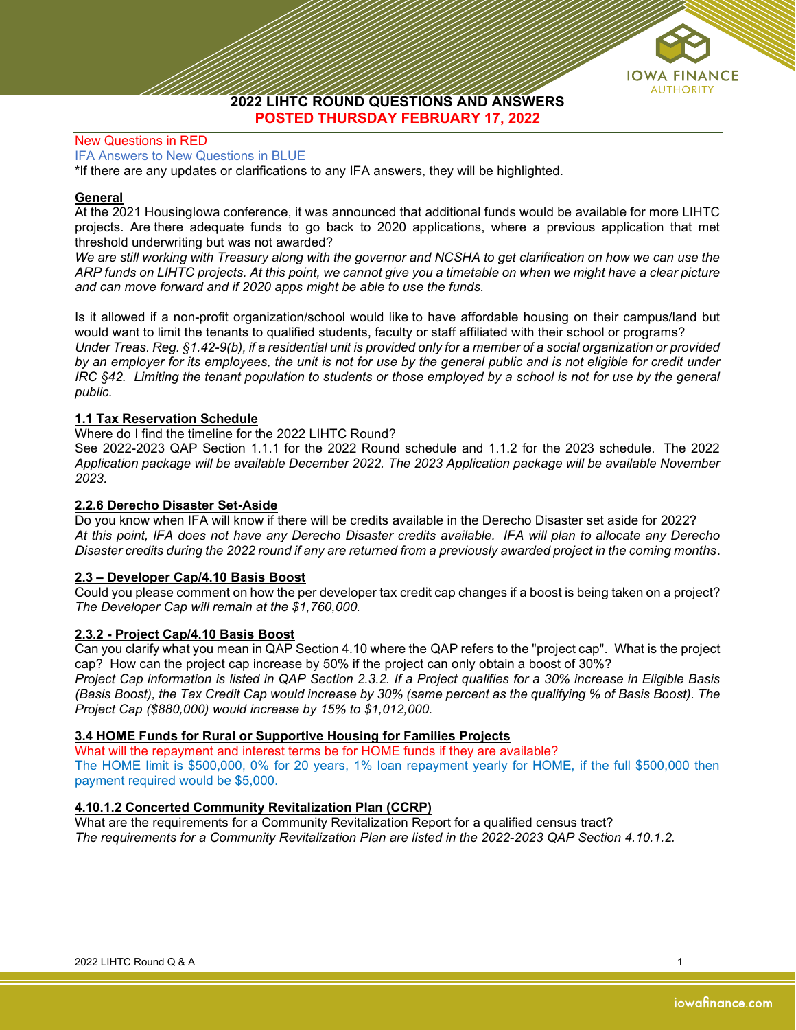# 2022 LIHTC ROUND QUESTIONS AND ANSWERS

## POSTED THURSDAY FEBRUARY 17, 2022

New Questions in RED
IFA Answers to New Questions in BLUE
*If there are any updates or clarifications to any IFA answers, they will be highlighted.

### General

At the 2021 HousingIowa conference, it was announced that additional funds would be available for more LIHTC projects. Are there adequate funds to go back to 2020 applications, where a previous application that met threshold underwriting but was not awarded?
*We are still working with Treasury along with the governor and NCSHA to get clarification on how we can use the ARP funds on LIHTC projects. At this point, we cannot give you a timetable on when we might have a clear picture and can move forward and if 2020 apps might be able to use the funds.*

Is it allowed if a non-profit organization/school would like to have affordable housing on their campus/land but would want to limit the tenants to qualified students, faculty or staff affiliated with their school or programs?
*Under Treas. Reg. §1.42-9(b), if a residential unit is provided only for a member of a social organization or provided by an employer for its employees, the unit is not for use by the general public and is not eligible for credit under IRC §42. Limiting the tenant population to students or those employed by a school is not for use by the general public.*

### 1.1 Tax Reservation Schedule

Where do I find the timeline for the 2022 LIHTC Round?
See 2022-2023 QAP Section 1.1.1 for the 2022 Round schedule and 1.1.2 for the 2023 schedule. *The 2022 Application package will be available December 2022. The 2023 Application package will be available November 2023.*

### 2.2.6 Derecho Disaster Set-Aside

Do you know when IFA will know if there will be credits available in the Derecho Disaster set aside for 2022?
*At this point, IFA does not have any Derecho Disaster credits available. IFA will plan to allocate any Derecho Disaster credits during the 2022 round if any are returned from a previously awarded project in the coming months.*

### 2.3 – Developer Cap/4.10 Basis Boost

Could you please comment on how the per developer tax credit cap changes if a boost is being taken on a project?
*The Developer Cap will remain at the $1,760,000.*

### 2.3.2 - Project Cap/4.10 Basis Boost

Can you clarify what you mean in QAP Section 4.10 where the QAP refers to the "project cap". What is the project cap? How can the project cap increase by 50% if the project can only obtain a boost of 30%?
*Project Cap information is listed in QAP Section 2.3.2. If a Project qualifies for a 30% increase in Eligible Basis (Basis Boost), the Tax Credit Cap would increase by 30% (same percent as the qualifying % of Basis Boost). The Project Cap ($880,000) would increase by 15% to $1,012,000.*

### 3.4 HOME Funds for Rural or Supportive Housing for Families Projects

What will the repayment and interest terms be for HOME funds if they are available?
The HOME limit is $500,000, 0% for 20 years, 1% loan repayment yearly for HOME, if the full $500,000 then payment required would be $5,000.

### 4.10.1.2 Concerted Community Revitalization Plan (CCRP)

What are the requirements for a Community Revitalization Report for a qualified census tract?
*The requirements for a Community Revitalization Plan are listed in the 2022-2023 QAP Section 4.10.1.2.*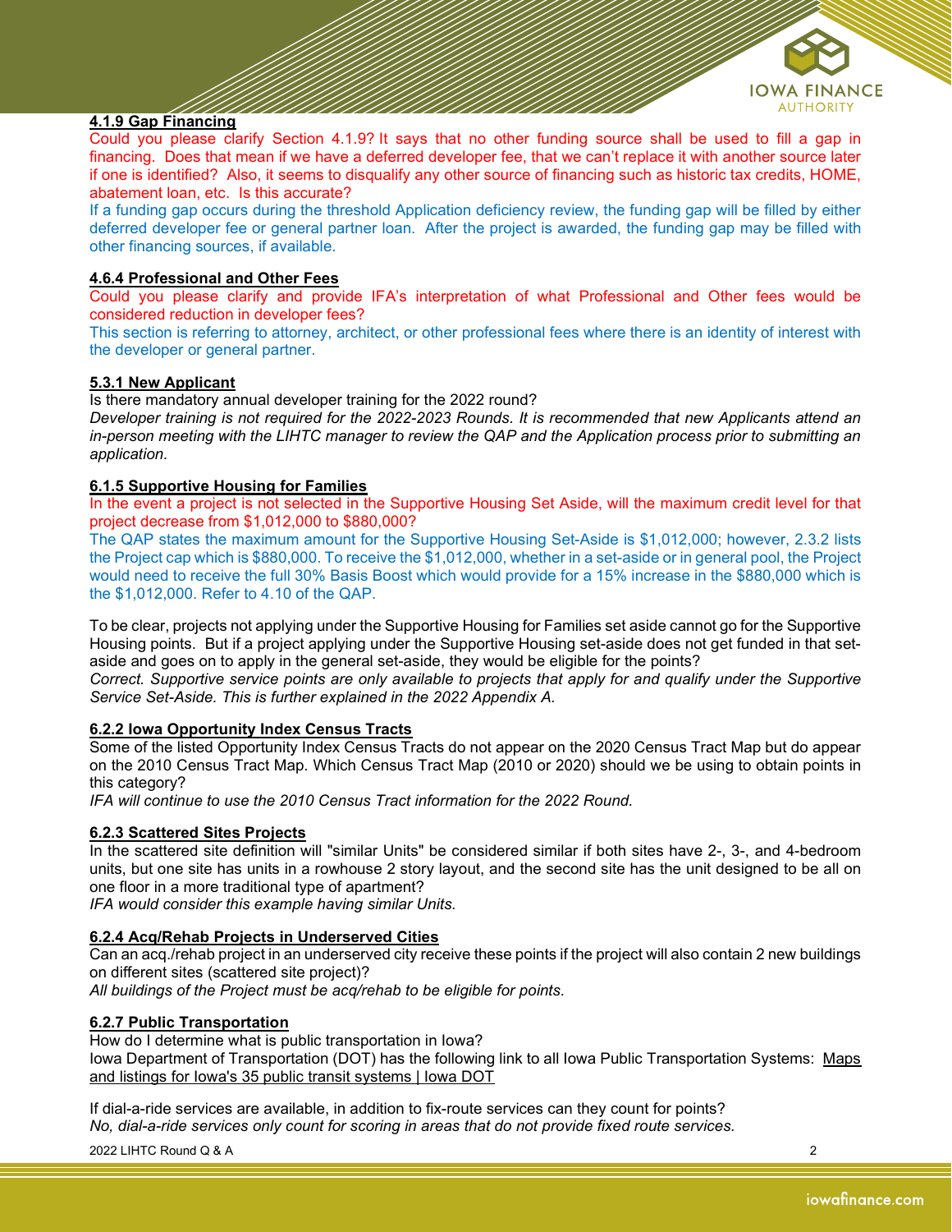### 4.1.9 Gap Financing

Could you please clarify Section 4.1.9? It says that no other funding source shall be used to fill a gap in financing. Does that mean if we have a deferred developer fee, that we can't replace it with another source later if one is identified? Also, it seems to disqualify any other source of financing such as historic tax credits, HOME, abatement loan, etc. Is this accurate?

If a funding gap occurs during the threshold Application deficiency review, the funding gap will be filled by either deferred developer fee or general partner loan. After the project is awarded, the funding gap may be filled with other financing sources, if available.

### 4.6.4 Professional and Other Fees

Could you please clarify and provide IFA's interpretation of what Professional and Other fees would be considered reduction in developer fees?

This section is referring to attorney, architect, or other professional fees where there is an identity of interest with the developer or general partner.

### 5.3.1 New Applicant

Is there mandatory annual developer training for the 2022 round?

*Developer training is not required for the 2022-2023 Rounds. It is recommended that new Applicants attend an in-person meeting with the LIHTC manager to review the QAP and the Application process prior to submitting an application.*

### 6.1.5 Supportive Housing for Families

In the event a project is not selected in the Supportive Housing Set Aside, will the maximum credit level for that project decrease from $1,012,000 to $880,000?

The QAP states the maximum amount for the Supportive Housing Set-Aside is $1,012,000; however, 2.3.2 lists the Project cap which is $880,000. To receive the $1,012,000, whether in a set-aside or in general pool, the Project would need to receive the full 30% Basis Boost which would provide for a 15% increase in the $880,000 which is the $1,012,000. Refer to 4.10 of the QAP.

To be clear, projects not applying under the Supportive Housing for Families set aside cannot go for the Supportive Housing points. But if a project applying under the Supportive Housing set-aside does not get funded in that set-aside and goes on to apply in the general set-aside, they would be eligible for the points?

*Correct. Supportive service points are only available to projects that apply for and qualify under the Supportive Service Set-Aside. This is further explained in the 2022 Appendix A.*

### 6.2.2 Iowa Opportunity Index Census Tracts

Some of the listed Opportunity Index Census Tracts do not appear on the 2020 Census Tract Map but do appear on the 2010 Census Tract Map. Which Census Tract Map (2010 or 2020) should we be using to obtain points in this category?

*IFA will continue to use the 2010 Census Tract information for the 2022 Round.*

### 6.2.3 Scattered Sites Projects

In the scattered site definition will "similar Units" be considered similar if both sites have 2-, 3-, and 4-bedroom units, but one site has units in a rowhouse 2 story layout, and the second site has the unit designed to be all on one floor in a more traditional type of apartment?

*IFA would consider this example having similar Units.*

### 6.2.4 Acq/Rehab Projects in Underserved Cities

Can an acq./rehab project in an underserved city receive these points if the project will also contain 2 new buildings on different sites (scattered site project)?

*All buildings of the Project must be acq/rehab to be eligible for points.*

### 6.2.7 Public Transportation

How do I determine what is public transportation in Iowa?

Iowa Department of Transportation (DOT) has the following link to all Iowa Public Transportation Systems: Maps and listings for Iowa's 35 public transit systems | Iowa DOT

If dial-a-ride services are available, in addition to fix-route services can they count for points?

*No, dial-a-ride services only count for scoring in areas that do not provide fixed route services.*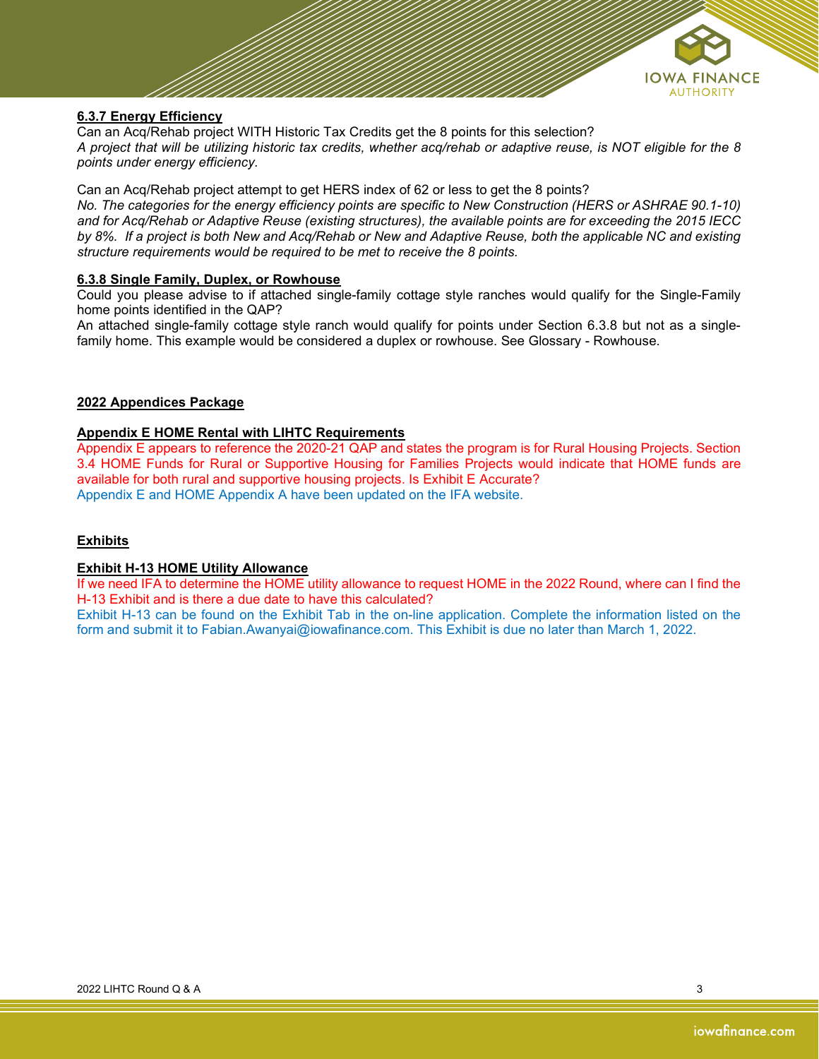**6.3.7 Energy Efficiency**

Can an Acq/Rehab project WITH Historic Tax Credits get the 8 points for this selection?

*A project that will be utilizing historic tax credits, whether acq/rehab or adaptive reuse, is NOT eligible for the 8 points under energy efficiency.*

Can an Acq/Rehab project attempt to get HERS index of 62 or less to get the 8 points?

*No. The categories for the energy efficiency points are specific to New Construction (HERS or ASHRAE 90.1-10) and for Acq/Rehab or Adaptive Reuse (existing structures), the available points are for exceeding the 2015 IECC by 8%. If a project is both New and Acq/Rehab or New and Adaptive Reuse, both the applicable NC and existing structure requirements would be required to be met to receive the 8 points.*

**6.3.8 Single Family, Duplex, or Rowhouse**

Could you please advise to if attached single-family cottage style ranches would qualify for the Single-Family home points identified in the QAP?

An attached single-family cottage style ranch would qualify for points under Section 6.3.8 but not as a single-family home. This example would be considered a duplex or rowhouse. See Glossary - Rowhouse.

**2022 Appendices Package**

**Appendix E HOME Rental with LIHTC Requirements**

Appendix E appears to reference the 2020-21 QAP and states the program is for Rural Housing Projects. Section 3.4 HOME Funds for Rural or Supportive Housing for Families Projects would indicate that HOME funds are available for both rural and supportive housing projects. Is Exhibit E Accurate?

Appendix E and HOME Appendix A have been updated on the IFA website.

**Exhibits**

**Exhibit H-13 HOME Utility Allowance**

If we need IFA to determine the HOME utility allowance to request HOME in the 2022 Round, where can I find the H-13 Exhibit and is there a due date to have this calculated?

Exhibit H-13 can be found on the Exhibit Tab in the on-line application. Complete the information listed on the form and submit it to Fabian.Awanyai@iowafinance.com. This Exhibit is due no later than March 1, 2022.